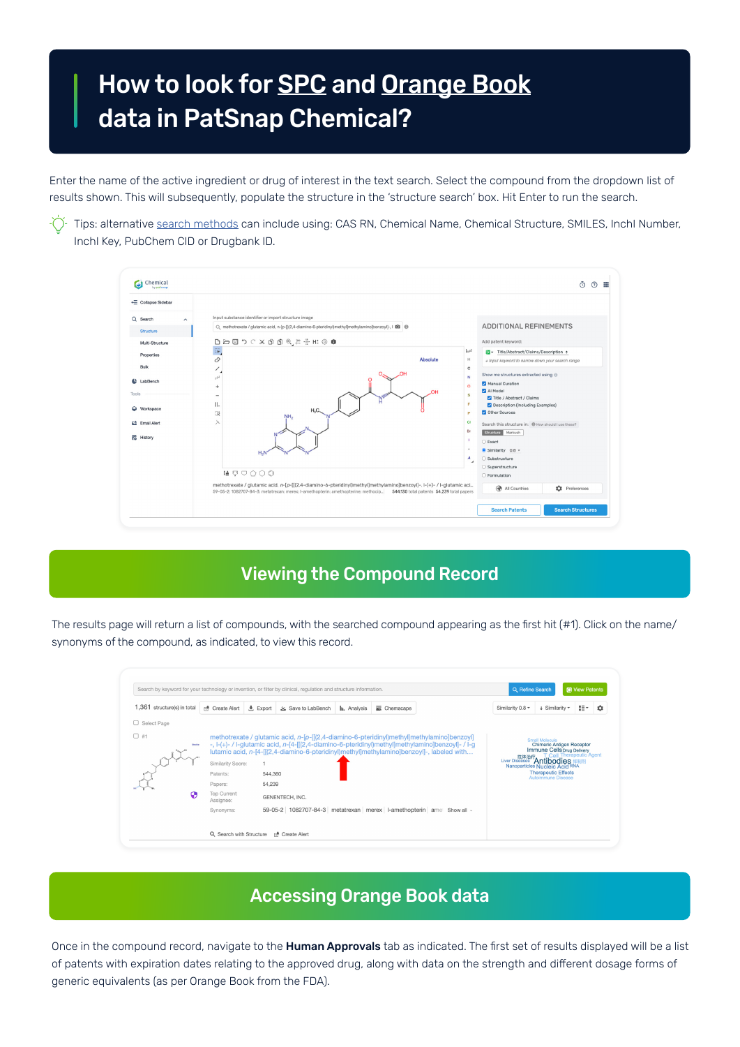# How to look for SPC and Orange Book data in PatSnap Chemical?

Enter the name of the active ingredient or drug of interest in the text search. Select the compound from the dropdown list of results shown. This will subsequently, populate the structure in the 'structure search' box. Hit Enter to run the search.

Tips: alternative search methods can include using: CAS RN, Chemical Name, Chemical Structure, SMILES, InchI Number, InchI Key, PubChem CID or Drugbank ID.

## Viewing the Compound Record

The results page will return a list of compounds, with the searched compound appearing as the first hit (#1). Click on the name/synonyms of the compound, as indicated, to view this record.

## Accessing Orange Book data

Once in the compound record, navigate to the **Human Approvals** tab as indicated. The first set of results displayed will be a list of patents with expiration dates relating to the approved drug, along with data on the strength and different dosage forms of generic equivalents (as per Orange Book from the FDA).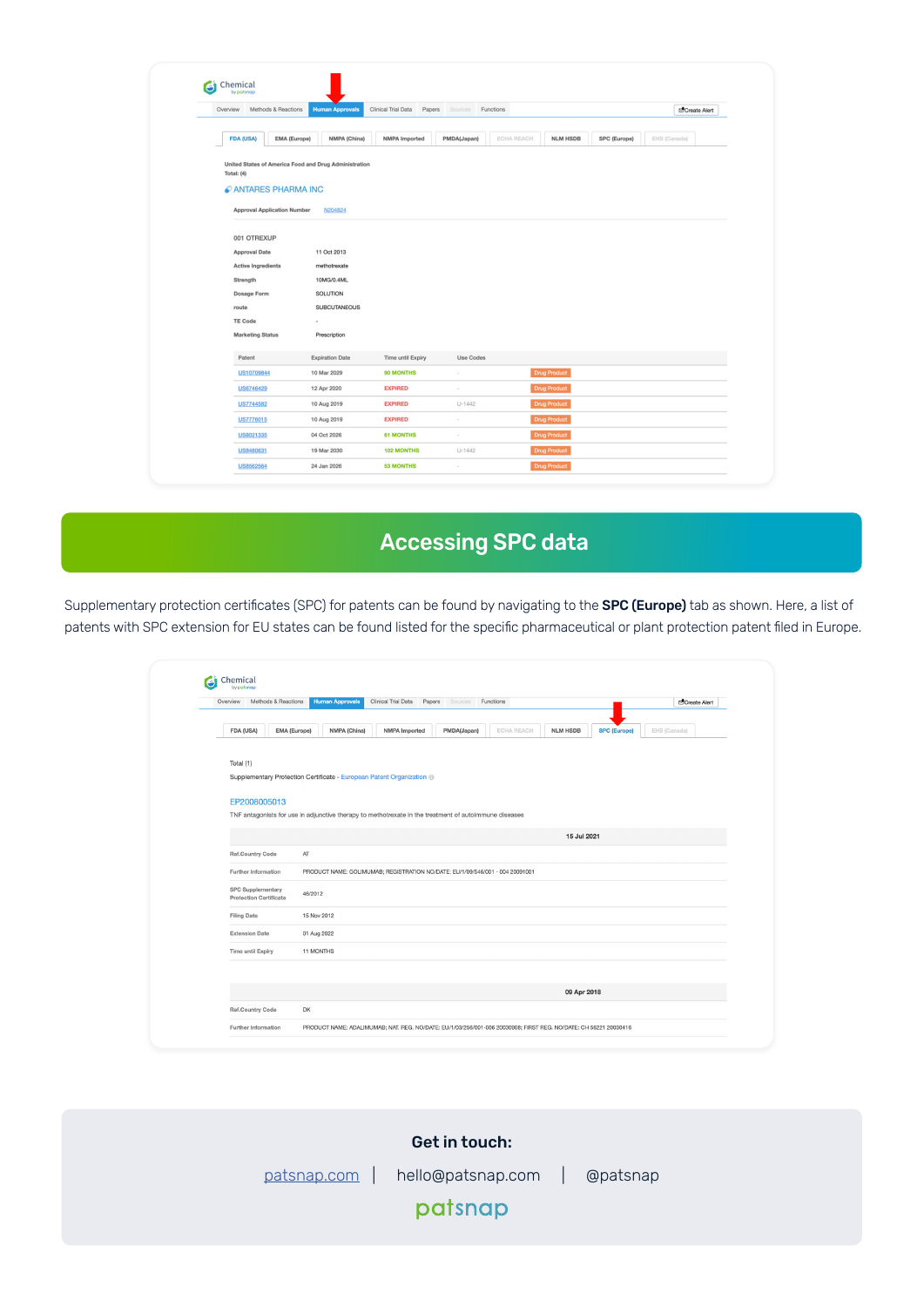Chemical
by patsnap

Overview | Methods & Reactions | Human Approvals | Clinical Trial Data | Papers | Sources | Functions | Create Alert

FDA (USA) | EMA (Europe) | NMPA (China) | NMPA Imported | PMDA(Japan) | ECHA REACH | NLM HSDB | SPC (Europe) | EHS (Canada)

United States of America Food and Drug Administration
Total: (4)

ANTARES PHARMA INC

Approval Application Number N204824

001 OTREXUP

| | |
|---|---|
| Approval Date | 11 Oct 2013 |
| Active Ingredients | methotrexate |
| Strength | 10MG/0.4ML |
| Dosage Form | SOLUTION |
| route | SUBCUTANEOUS |
| TE Code | - |
| Marketing Status | Prescription |

| Patent | Expiration Date | Time until Expiry | Use Codes | |
|---|---|---|---|---|
| US10709844 | 10 Mar 2029 | 90 MONTHS | - | Drug Product |
| US6746429 | 12 Apr 2020 | EXPIRED | - | Drug Product |
| US7744582 | 10 Aug 2019 | EXPIRED | U-1442 | Drug Product |
| US7776015 | 10 Aug 2019 | EXPIRED | - | Drug Product |
| US8021335 | 04 Oct 2026 | 61 MONTHS | - | Drug Product |
| US8480631 | 19 Mar 2030 | 102 MONTHS | U-1442 | Drug Product |
| US8562564 | 24 Jan 2026 | 53 MONTHS | - | Drug Product |

## Accessing SPC data

Supplementary protection certificates (SPC) for patents can be found by navigating to the **SPC (Europe)** tab as shown. Here, a list of patents with SPC extension for EU states can be found listed for the specific pharmaceutical or plant protection patent filed in Europe.

Chemical
by patsnap

Overview | Methods & Reactions | Human Approvals | Clinical Trial Data | Papers | Sources | Functions | Create Alert

FDA (USA) | EMA (Europe) | NMPA (China) | NMPA Imported | PMDA(Japan) | ECHA REACH | NLM HSDB | SPC (Europe) | EHS (Canada)

Total (1)

Supplementary Protection Certificate - European Patent Organization

EP2008005013

TNF antagonists for use in adjunctive therapy to methotrexate in the treatment of autoimmune diseases

| | 15 Jul 2021 |
|---|---|
| Ref.Country Code | AT |
| Further Information | PRODUCT NAME: GOLIMUMAB; REGISTRATION NO/DATE: EU/1/09/546/001 - 004 20091001 |
| SPC Supplementary Protection Certificate | 46/2012 |
| Filing Date | 15 Nov 2012 |
| Extension Date | 01 Aug 2022 |
| Time until Expiry | 11 MONTHS |

| | 09 Apr 2018 |
|---|---|
| Ref.Country Code | DK |
| Further Information | PRODUCT NAME: ADALIMUMAB; NAT. REG. NO/DATE: EU/1/03/256/001-006 20030908; FIRST REG. NO/DATE: CH 56221 20030416 |

**Get in touch:**

patsnap.com | hello@patsnap.com | @patsnap

patsnap